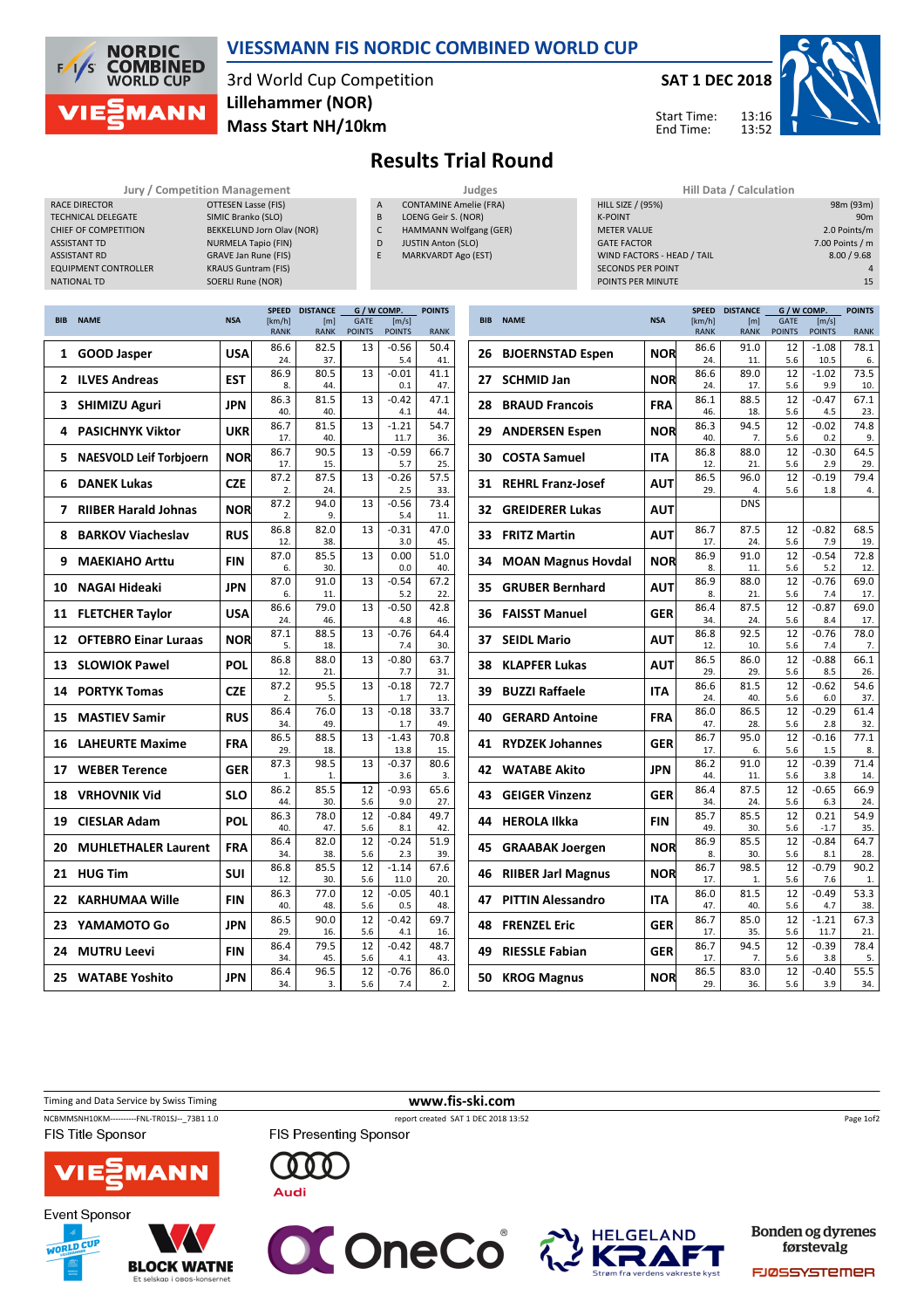# VIESSMANN FIS NORDIC COMBINED WORLD CUP

3rd World Cup Competition
**Lillehammer (NOR)**
**Mass Start NH/10km**

**SAT 1 DEC 2018**

Start Time: 13:16
End Time: 13:52

## Results Trial Round

| Jury / Competition Management | |
|---|---|
| RACE DIRECTOR | OTTESEN Lasse (FIS) |
| TECHNICAL DELEGATE | SIMIC Branko (SLO) |
| CHIEF OF COMPETITION | BEKKELUND Jorn Olav (NOR) |
| ASSISTANT TD | NURMELA Tapio (FIN) |
| ASSISTANT RD | GRAVE Jan Rune (FIS) |
| EQUIPMENT CONTROLLER | KRAUS Guntram (FIS) |
| NATIONAL TD | SOERLI Rune (NOR) |

| Judges | |
|---|---|
| A | CONTAMINE Amelie (FRA) |
| B | LOENG Geir S. (NOR) |
| C | HAMMANN Wolfgang (GER) |
| D | JUSTIN Anton (SLO) |
| E | MARKVARDT Ago (EST) |

| Hill Data / Calculation | |
|---|---|
| HILL SIZE / (95%) | 98m (93m) |
| K-POINT | 90m |
| METER VALUE | 2.0 Points/m |
| GATE FACTOR | 7.00 Points / m |
| WIND FACTORS - HEAD / TAIL | 8.00 / 9.68 |
| SECONDS PER POINT | 4 |
| POINTS PER MINUTE | 15 |

| BIB | NAME | NSA | SPEED [km/h] | SPEED RANK | DISTANCE [m] | DISTANCE RANK | GATE | GATE POINTS | WIND [m/s] | WIND POINTS | POINTS | RANK |
|---|---|---|---|---|---|---|---|---|---|---|---|---|
| 1 | GOOD Jasper | USA | 86.6 | 24. | 82.5 | 37. | 13 | | -0.56 | 5.4 | 50.4 | 41. |
| 2 | ILVES Andreas | EST | 86.9 | 8. | 80.5 | 44. | 13 | | -0.01 | 0.1 | 41.1 | 47. |
| 3 | SHIMIZU Aguri | JPN | 86.3 | 40. | 81.5 | 40. | 13 | | -0.42 | 4.1 | 47.1 | 44. |
| 4 | PASICHNYK Viktor | UKR | 86.7 | 17. | 81.5 | 40. | 13 | | -1.21 | 11.7 | 54.7 | 36. |
| 5 | NAESVOLD Leif Torbjoern | NOR | 86.7 | 17. | 90.5 | 15. | 13 | | -0.59 | 5.7 | 66.7 | 25. |
| 6 | DANEK Lukas | CZE | 87.2 | 2. | 87.5 | 24. | 13 | | -0.26 | 2.5 | 57.5 | 33. |
| 7 | RIIBER Harald Johnas | NOR | 87.2 | 2. | 94.0 | 9. | 13 | | -0.56 | 5.4 | 73.4 | 11. |
| 8 | BARKOV Viacheslav | RUS | 86.8 | 12. | 82.0 | 38. | 13 | | -0.31 | 3.0 | 47.0 | 45. |
| 9 | MAEKIAHO Arttu | FIN | 87.0 | 6. | 85.5 | 30. | 13 | | 0.00 | 0.0 | 51.0 | 40. |
| 10 | NAGAI Hideaki | JPN | 87.0 | 6. | 91.0 | 11. | 13 | | -0.54 | 5.2 | 67.2 | 22. |
| 11 | FLETCHER Taylor | USA | 86.6 | 24. | 79.0 | 46. | 13 | | -0.50 | 4.8 | 42.8 | 46. |
| 12 | OFTEBRO Einar Luraas | NOR | 87.1 | 5. | 88.5 | 18. | 13 | | -0.76 | 7.4 | 64.4 | 30. |
| 13 | SLOWIOK Pawel | POL | 86.8 | 12. | 88.0 | 21. | 13 | | -0.80 | 7.7 | 63.7 | 31. |
| 14 | PORTYK Tomas | CZE | 87.2 | 2. | 95.5 | 5. | 13 | | -0.18 | 1.7 | 72.7 | 13. |
| 15 | MASTIEV Samir | RUS | 86.4 | 34. | 76.0 | 49. | 13 | | -0.18 | 1.7 | 33.7 | 49. |
| 16 | LAHEURTE Maxime | FRA | 86.5 | 29. | 88.5 | 18. | 13 | | -1.43 | 13.8 | 70.8 | 15. |
| 17 | WEBER Terence | GER | 87.3 | 1. | 98.5 | 1. | 13 | | -0.37 | 3.6 | 80.6 | 3. |
| 18 | VRHOVNIK Vid | SLO | 86.2 | 44. | 85.5 | 30. | 12 | 5.6 | -0.93 | 9.0 | 65.6 | 27. |
| 19 | CIESLAR Adam | POL | 86.3 | 40. | 78.0 | 47. | 12 | 5.6 | -0.84 | 8.1 | 49.7 | 42. |
| 20 | MUHLETHALER Laurent | FRA | 86.4 | 34. | 82.0 | 38. | 12 | 5.6 | -0.24 | 2.3 | 51.9 | 39. |
| 21 | HUG Tim | SUI | 86.8 | 12. | 85.5 | 30. | 12 | 5.6 | -1.14 | 11.0 | 67.6 | 20. |
| 22 | KARHUMAA Wille | FIN | 86.3 | 40. | 77.0 | 48. | 12 | 5.6 | -0.05 | 0.5 | 40.1 | 48. |
| 23 | YAMAMOTO Go | JPN | 86.5 | 29. | 90.0 | 16. | 12 | 5.6 | -0.42 | 4.1 | 69.7 | 16. |
| 24 | MUTRU Leevi | FIN | 86.4 | 34. | 79.5 | 45. | 12 | 5.6 | -0.42 | 4.1 | 48.7 | 43. |
| 25 | WATABE Yoshito | JPN | 86.4 | 34. | 96.5 | 3. | 12 | 5.6 | -0.76 | 7.4 | 86.0 | 2. |
| 26 | BJOERNSTAD Espen | NOR | 86.6 | 24. | 91.0 | 11. | 12 | 5.6 | -1.08 | 10.5 | 78.1 | 6. |
| 27 | SCHMID Jan | NOR | 86.6 | 24. | 89.0 | 17. | 12 | 5.6 | -1.02 | 9.9 | 73.5 | 10. |
| 28 | BRAUD Francois | FRA | 86.1 | 46. | 88.5 | 18. | 12 | 5.6 | -0.47 | 4.5 | 67.1 | 23. |
| 29 | ANDERSEN Espen | NOR | 86.3 | 40. | 94.5 | 7. | 12 | 5.6 | -0.02 | 0.2 | 74.8 | 9. |
| 30 | COSTA Samuel | ITA | 86.8 | 12. | 88.0 | 21. | 12 | 5.6 | -0.30 | 2.9 | 64.5 | 29. |
| 31 | REHRL Franz-Josef | AUT | 86.5 | 29. | 96.0 | 4. | 12 | 5.6 | -0.19 | 1.8 | 79.4 | 4. |
| 32 | GREIDERER Lukas | AUT | | | DNS | | | | | | | |
| 33 | FRITZ Martin | AUT | 86.7 | 17. | 87.5 | 24. | 12 | 5.6 | -0.82 | 7.9 | 68.5 | 19. |
| 34 | MOAN Magnus Hovdal | NOR | 86.9 | 8. | 91.0 | 11. | 12 | 5.6 | -0.54 | 5.2 | 72.8 | 12. |
| 35 | GRUBER Bernhard | AUT | 86.9 | 8. | 88.0 | 21. | 12 | 5.6 | -0.76 | 7.4 | 69.0 | 17. |
| 36 | FAISST Manuel | GER | 86.4 | 34. | 87.5 | 24. | 12 | 5.6 | -0.87 | 8.4 | 69.0 | 17. |
| 37 | SEIDL Mario | AUT | 86.8 | 12. | 92.5 | 10. | 12 | 5.6 | -0.76 | 7.4 | 78.0 | 7. |
| 38 | KLAPFER Lukas | AUT | 86.5 | 29. | 86.0 | 29. | 12 | 5.6 | -0.88 | 8.5 | 66.1 | 26. |
| 39 | BUZZI Raffaele | ITA | 86.6 | 24. | 81.5 | 40. | 12 | 5.6 | -0.62 | 6.0 | 54.6 | 37. |
| 40 | GERARD Antoine | FRA | 86.0 | 47. | 86.5 | 28. | 12 | 5.6 | -0.29 | 2.8 | 61.4 | 32. |
| 41 | RYDZEK Johannes | GER | 86.7 | 17. | 95.0 | 6. | 12 | 5.6 | -0.16 | 1.5 | 77.1 | 8. |
| 42 | WATABE Akito | JPN | 86.2 | 44. | 91.0 | 11. | 12 | 5.6 | -0.39 | 3.8 | 71.4 | 14. |
| 43 | GEIGER Vinzenz | GER | 86.4 | 34. | 87.5 | 24. | 12 | 5.6 | -0.65 | 6.3 | 66.9 | 24. |
| 44 | HEROLA Ilkka | FIN | 85.7 | 49. | 85.5 | 30. | 12 | 5.6 | 0.21 | -1.7 | 54.9 | 35. |
| 45 | GRAABAK Joergen | NOR | 86.9 | 8. | 85.5 | 30. | 12 | 5.6 | -0.84 | 8.1 | 64.7 | 28. |
| 46 | RIIBER Jarl Magnus | NOR | 86.7 | 17. | 98.5 | 1. | 12 | 5.6 | -0.79 | 7.6 | 90.2 | 1. |
| 47 | PITTIN Alessandro | ITA | 86.0 | 47. | 81.5 | 40. | 12 | 5.6 | -0.49 | 4.7 | 53.3 | 38. |
| 48 | FRENZEL Eric | GER | 86.7 | 17. | 85.0 | 35. | 12 | 5.6 | -1.21 | 11.7 | 67.3 | 21. |
| 49 | RIESSLE Fabian | GER | 86.7 | 17. | 94.5 | 7. | 12 | 5.6 | -0.39 | 3.8 | 78.4 | 5. |
| 50 | KROG Magnus | NOR | 86.5 | 29. | 83.0 | 36. | 12 | 5.6 | -0.40 | 3.9 | 55.5 | 34. |

Timing and Data Service by Swiss Timing

www.fis-ski.com

NCBMMSNH10KM----------FNL-TR01SJ--_73B1 1.0 report created SAT 1 DEC 2018 13:52

FIS Title Sponsor: VIESSMANN
FIS Presenting Sponsor: Audi
Event Sponsor: BLOCK WATNE, OneCo, HELGELAND KRAFT, Bonden og dyrenes førstevalg FJØSSYSTEMER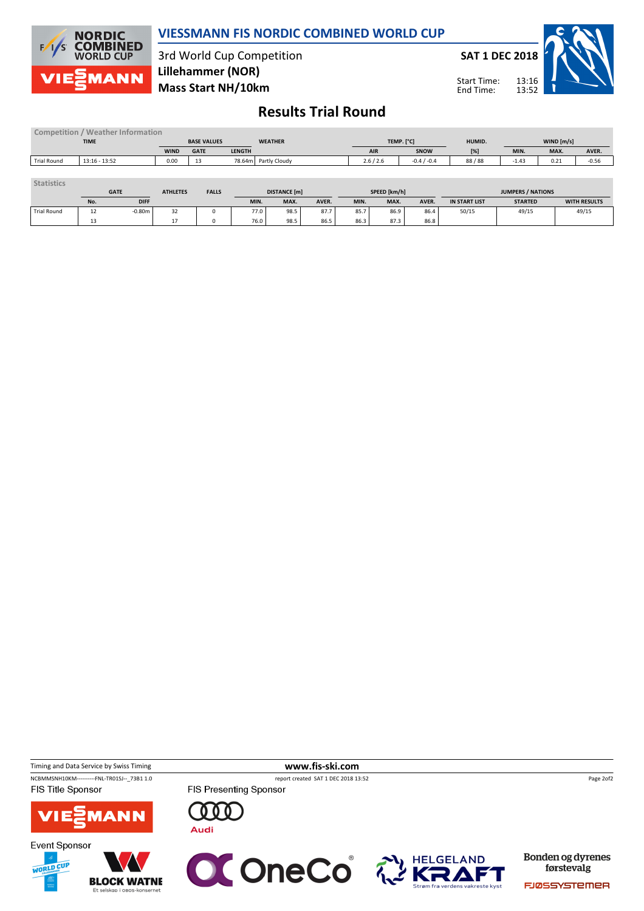# VIESSMANN FIS NORDIC COMBINED WORLD CUP

3rd World Cup Competition

**Lillehammer (NOR)**

**Mass Start NH/10km**

**SAT 1 DEC 2018**

Start Time: 13:16
End Time: 13:52

## Results Trial Round

**Competition / Weather Information**

| TIME | | BASE VALUES | | | WEATHER | TEMP. [°C] | | HUMID. | WIND [m/s] | | |
|---|---|---|---|---|---|---|---|---|---|---|---|
| | | WIND | GATE | LENGTH | | AIR | SNOW | [%] | MIN. | MAX. | AVER. |
| Trial Round | 13:16 - 13:52 | 0.00 | 13 | 78.64m | Partly Cloudy | 2.6 / 2.6 | -0.4 / -0.4 | 88 / 88 | -1.43 | 0.21 | -0.56 |

**Statistics**

| | GATE | | ATHLETES | FALLS | DISTANCE [m] | | | SPEED [km/h] | | | JUMPERS / NATIONS | | |
|---|---|---|---|---|---|---|---|---|---|---|---|---|---|
| | No. | DIFF | | | MIN. | MAX. | AVER. | MIN. | MAX. | AVER. | IN START LIST | STARTED | WITH RESULTS |
| Trial Round | 12 | -0.80m | 32 | 0 | 77.0 | 98.5 | 87.7 | 85.7 | 86.9 | 86.4 | 50/15 | 49/15 | 49/15 |
| | 13 | | 17 | 0 | 76.0 | 98.5 | 86.5 | 86.3 | 87.3 | 86.8 | | | |

Timing and Data Service by Swiss Timing

www.fis-ski.com

NCBMMSNH10KM----------FNL-TR01SJ--_73B1 1.0

report created SAT 1 DEC 2018 13:52

FIS Title Sponsor

FIS Presenting Sponsor

Event Sponsor